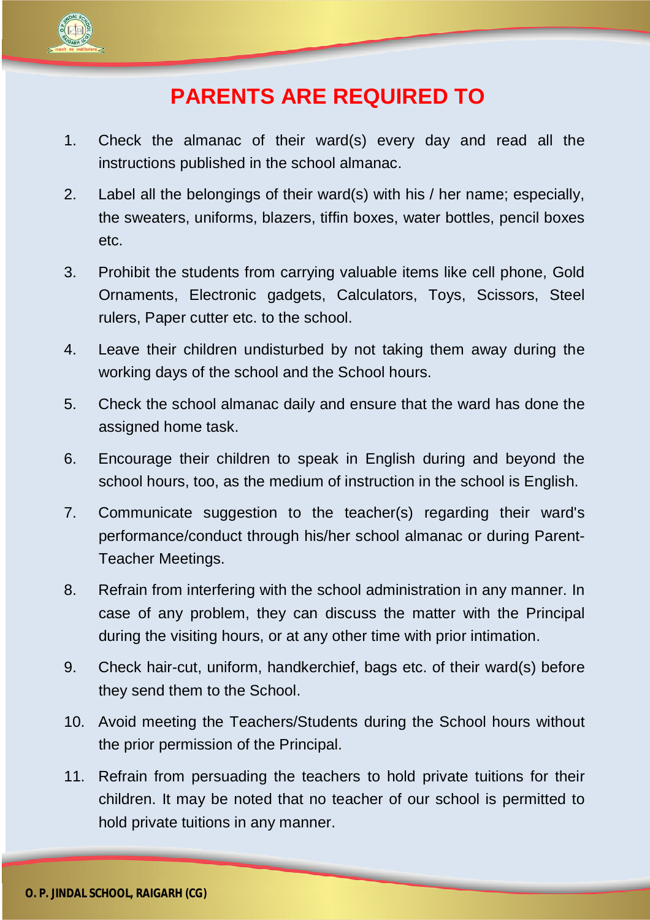# PARENTS ARE REQUIRED TO

1. Check the almanac of their ward(s) every day and read all the instructions published in the school almanac.
2. Label all the belongings of their ward(s) with his / her name; especially, the sweaters, uniforms, blazers, tiffin boxes, water bottles, pencil boxes etc.
3. Prohibit the students from carrying valuable items like cell phone, Gold Ornaments, Electronic gadgets, Calculators, Toys, Scissors, Steel rulers, Paper cutter etc. to the school.
4. Leave their children undisturbed by not taking them away during the working days of the school and the School hours.
5. Check the school almanac daily and ensure that the ward has done the assigned home task.
6. Encourage their children to speak in English during and beyond the school hours, too, as the medium of instruction in the school is English.
7. Communicate suggestion to the teacher(s) regarding their ward's performance/conduct through his/her school almanac or during Parent-Teacher Meetings.
8. Refrain from interfering with the school administration in any manner. In case of any problem, they can discuss the matter with the Principal during the visiting hours, or at any other time with prior intimation.
9. Check hair-cut, uniform, handkerchief, bags etc. of their ward(s) before they send them to the School.
10. Avoid meeting the Teachers/Students during the School hours without the prior permission of the Principal.
11. Refrain from persuading the teachers to hold private tuitions for their children. It may be noted that no teacher of our school is permitted to hold private tuitions in any manner.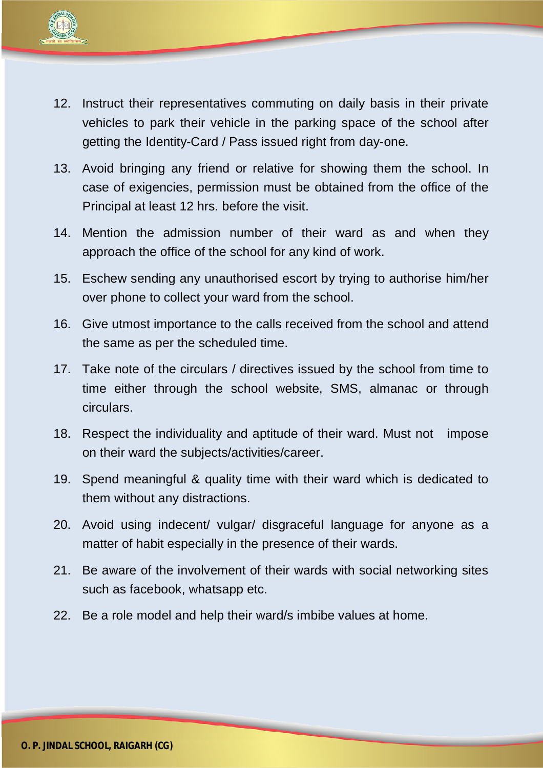12. Instruct their representatives commuting on daily basis in their private vehicles to park their vehicle in the parking space of the school after getting the Identity-Card / Pass issued right from day-one.

13. Avoid bringing any friend or relative for showing them the school. In case of exigencies, permission must be obtained from the office of the Principal at least 12 hrs. before the visit.

14. Mention the admission number of their ward as and when they approach the office of the school for any kind of work.

15. Eschew sending any unauthorised escort by trying to authorise him/her over phone to collect your ward from the school.

16. Give utmost importance to the calls received from the school and attend the same as per the scheduled time.

17. Take note of the circulars / directives issued by the school from time to time either through the school website, SMS, almanac or through circulars.

18. Respect the individuality and aptitude of their ward. Must not impose on their ward the subjects/activities/career.

19. Spend meaningful & quality time with their ward which is dedicated to them without any distractions.

20. Avoid using indecent/ vulgar/ disgraceful language for anyone as a matter of habit especially in the presence of their wards.

21. Be aware of the involvement of their wards with social networking sites such as facebook, whatsapp etc.

22. Be a role model and help their ward/s imbibe values at home.